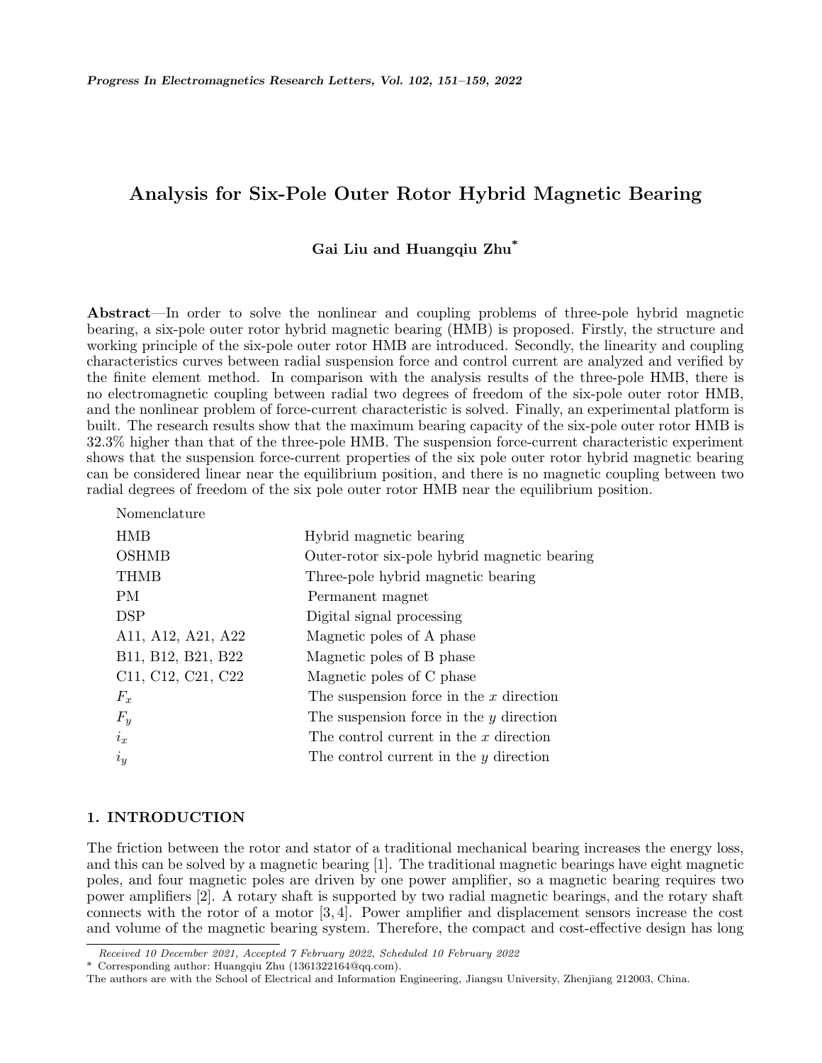# Analysis for Six-Pole Outer Rotor Hybrid Magnetic Bearing

**Gai Liu and Huangqiu Zhu***

**Abstract**—In order to solve the nonlinear and coupling problems of three-pole hybrid magnetic bearing, a six-pole outer rotor hybrid magnetic bearing (HMB) is proposed. Firstly, the structure and working principle of the six-pole outer rotor HMB are introduced. Secondly, the linearity and coupling characteristics curves between radial suspension force and control current are analyzed and verified by the finite element method. In comparison with the analysis results of the three-pole HMB, there is no electromagnetic coupling between radial two degrees of freedom of the six-pole outer rotor HMB, and the nonlinear problem of force-current characteristic is solved. Finally, an experimental platform is built. The research results show that the maximum bearing capacity of the six-pole outer rotor HMB is 32.3% higher than that of the three-pole HMB. The suspension force-current characteristic experiment shows that the suspension force-current properties of the six pole outer rotor hybrid magnetic bearing can be considered linear near the equilibrium position, and there is no magnetic coupling between two radial degrees of freedom of the six pole outer rotor HMB near the equilibrium position.

Nomenclature

| | |
|---|---|
| HMB | Hybrid magnetic bearing |
| OSHMB | Outer-rotor six-pole hybrid magnetic bearing |
| THMB | Three-pole hybrid magnetic bearing |
| PM | Permanent magnet |
| DSP | Digital signal processing |
| A11, A12, A21, A22 | Magnetic poles of A phase |
| B11, B12, B21, B22 | Magnetic poles of B phase |
| C11, C12, C21, C22 | Magnetic poles of C phase |
| $F_x$ | The suspension force in the $x$ direction |
| $F_y$ | The suspension force in the $y$ direction |
| $i_x$ | The control current in the $x$ direction |
| $i_y$ | The control current in the $y$ direction |

## 1. INTRODUCTION

The friction between the rotor and stator of a traditional mechanical bearing increases the energy loss, and this can be solved by a magnetic bearing [1]. The traditional magnetic bearings have eight magnetic poles, and four magnetic poles are driven by one power amplifier, so a magnetic bearing requires two power amplifiers [2]. A rotary shaft is supported by two radial magnetic bearings, and the rotary shaft connects with the rotor of a motor [3, 4]. Power amplifier and displacement sensors increase the cost and volume of the magnetic bearing system. Therefore, the compact and cost-effective design has long

*Received 10 December 2021, Accepted 7 February 2022, Scheduled 10 February 2022*

\* Corresponding author: Huangqiu Zhu (1361322164@qq.com).

The authors are with the School of Electrical and Information Engineering, Jiangsu University, Zhenjiang 212003, China.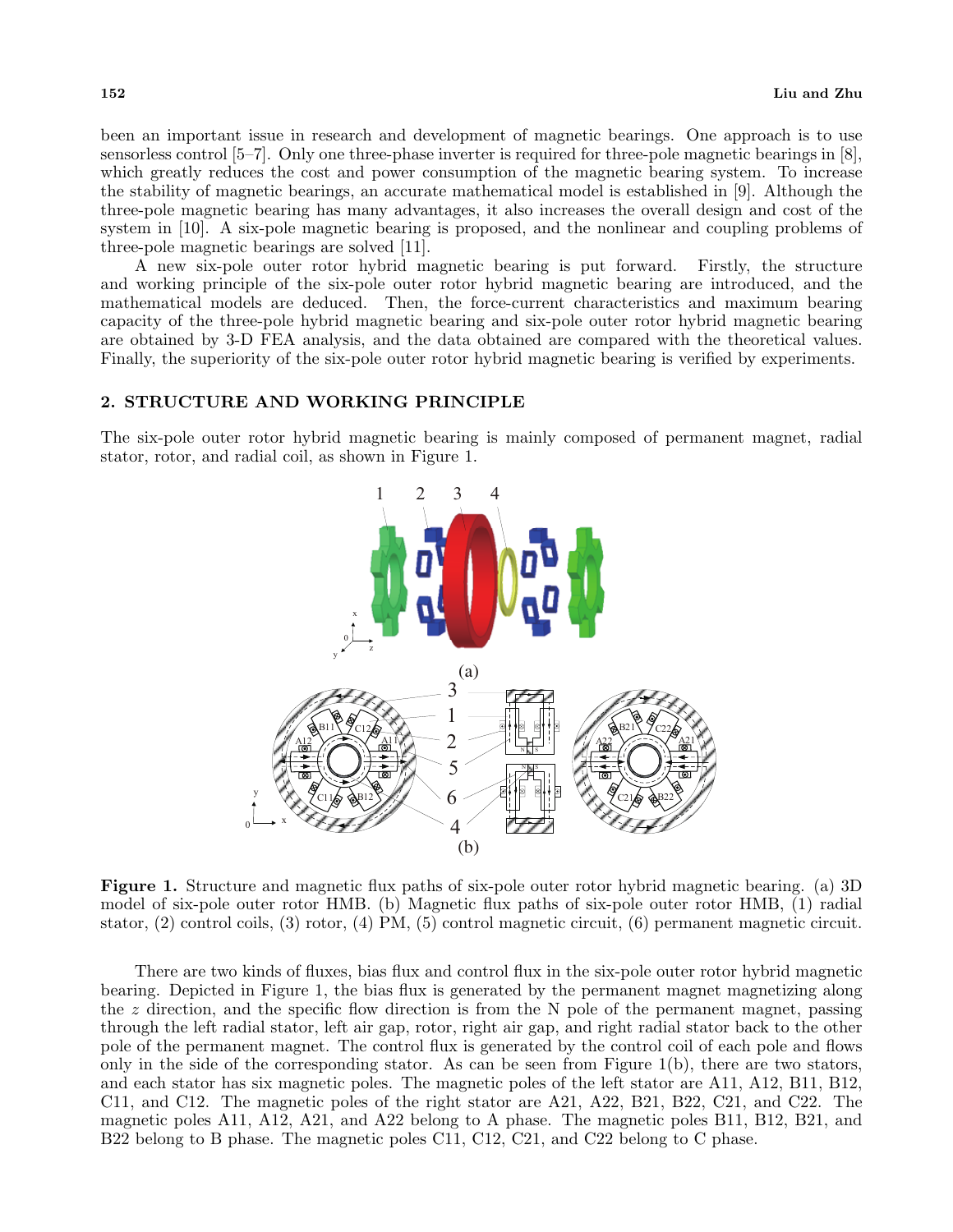been an important issue in research and development of magnetic bearings. One approach is to use sensorless control [5–7]. Only one three-phase inverter is required for three-pole magnetic bearings in [8], which greatly reduces the cost and power consumption of the magnetic bearing system. To increase the stability of magnetic bearings, an accurate mathematical model is established in [9]. Although the three-pole magnetic bearing has many advantages, it also increases the overall design and cost of the system in [10]. A six-pole magnetic bearing is proposed, and the nonlinear and coupling problems of three-pole magnetic bearings are solved [11].

A new six-pole outer rotor hybrid magnetic bearing is put forward. Firstly, the structure and working principle of the six-pole outer rotor hybrid magnetic bearing are introduced, and the mathematical models are deduced. Then, the force-current characteristics and maximum bearing capacity of the three-pole hybrid magnetic bearing and six-pole outer rotor hybrid magnetic bearing are obtained by 3-D FEA analysis, and the data obtained are compared with the theoretical values. Finally, the superiority of the six-pole outer rotor hybrid magnetic bearing is verified by experiments.

## 2. STRUCTURE AND WORKING PRINCIPLE

The six-pole outer rotor hybrid magnetic bearing is mainly composed of permanent magnet, radial stator, rotor, and radial coil, as shown in Figure 1.

**Figure 1.** Structure and magnetic flux paths of six-pole outer rotor hybrid magnetic bearing. (a) 3D model of six-pole outer rotor HMB. (b) Magnetic flux paths of six-pole outer rotor HMB, (1) radial stator, (2) control coils, (3) rotor, (4) PM, (5) control magnetic circuit, (6) permanent magnetic circuit.

There are two kinds of fluxes, bias flux and control flux in the six-pole outer rotor hybrid magnetic bearing. Depicted in Figure 1, the bias flux is generated by the permanent magnet magnetizing along the $z$ direction, and the specific flow direction is from the N pole of the permanent magnet, passing through the left radial stator, left air gap, rotor, right air gap, and right radial stator back to the other pole of the permanent magnet. The control flux is generated by the control coil of each pole and flows only in the side of the corresponding stator. As can be seen from Figure 1(b), there are two stators, and each stator has six magnetic poles. The magnetic poles of the left stator are A11, A12, B11, B12, C11, and C12. The magnetic poles of the right stator are A21, A22, B21, B22, C21, and C22. The magnetic poles A11, A12, A21, and A22 belong to A phase. The magnetic poles B11, B12, B21, and B22 belong to B phase. The magnetic poles C11, C12, C21, and C22 belong to C phase.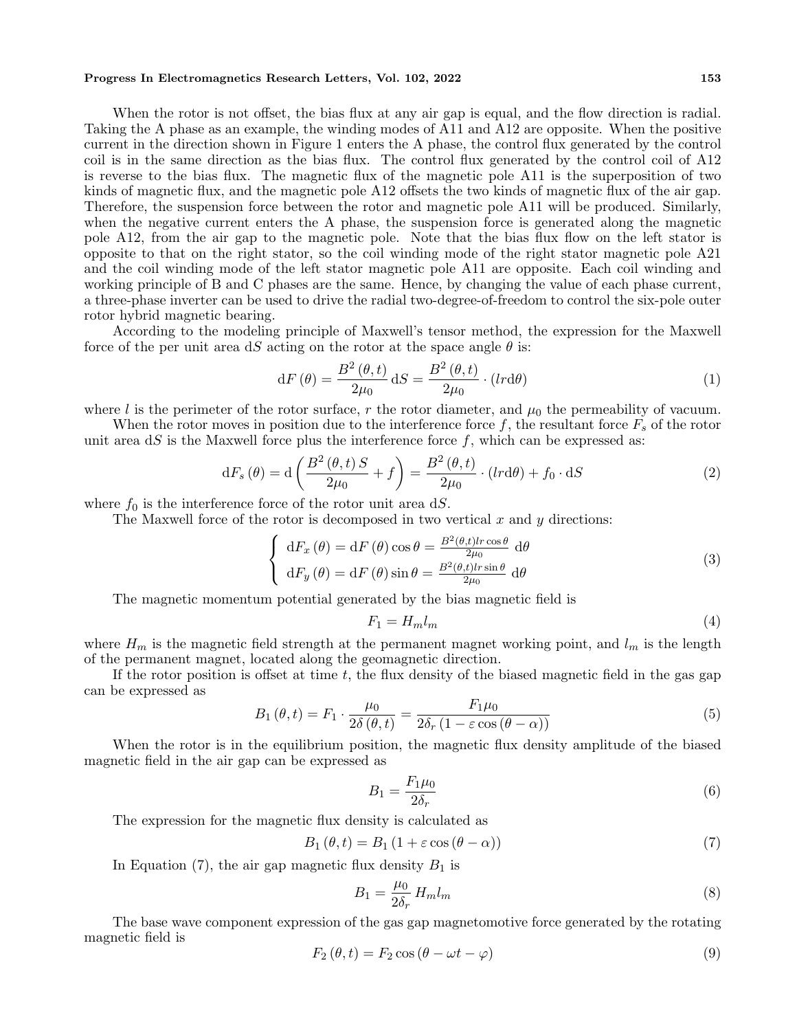When the rotor is not offset, the bias flux at any air gap is equal, and the flow direction is radial. Taking the A phase as an example, the winding modes of A11 and A12 are opposite. When the positive current in the direction shown in Figure 1 enters the A phase, the control flux generated by the control coil is in the same direction as the bias flux. The control flux generated by the control coil of A12 is reverse to the bias flux. The magnetic flux of the magnetic pole A11 is the superposition of two kinds of magnetic flux, and the magnetic pole A12 offsets the two kinds of magnetic flux of the air gap. Therefore, the suspension force between the rotor and magnetic pole A11 will be produced. Similarly, when the negative current enters the A phase, the suspension force is generated along the magnetic pole A12, from the air gap to the magnetic pole. Note that the bias flux flow on the left stator is opposite to that on the right stator, so the coil winding mode of the right stator magnetic pole A21 and the coil winding mode of the left stator magnetic pole A11 are opposite. Each coil winding and working principle of B and C phases are the same. Hence, by changing the value of each phase current, a three-phase inverter can be used to drive the radial two-degree-of-freedom to control the six-pole outer rotor hybrid magnetic bearing.

According to the modeling principle of Maxwell's tensor method, the expression for the Maxwell force of the per unit area $\mathrm{d}S$ acting on the rotor at the space angle $\theta$ is:

$$\mathrm{d}F(\theta) = \frac{B^2(\theta,t)}{2\mu_0}\,\mathrm{d}S = \frac{B^2(\theta,t)}{2\mu_0}\cdot(lr\mathrm{d}\theta) \tag{1}$$

where $l$ is the perimeter of the rotor surface, $r$ the rotor diameter, and $\mu_0$ the permeability of vacuum.

When the rotor moves in position due to the interference force $f$, the resultant force $F_s$ of the rotor unit area $\mathrm{d}S$ is the Maxwell force plus the interference force $f$, which can be expressed as:

$$\mathrm{d}F_s(\theta) = \mathrm{d}\left(\frac{B^2(\theta,t)\,S}{2\mu_0} + f\right) = \frac{B^2(\theta,t)}{2\mu_0}\cdot(lr\mathrm{d}\theta) + f_0\cdot\mathrm{d}S \tag{2}$$

where $f_0$ is the interference force of the rotor unit area $\mathrm{d}S$.

The Maxwell force of the rotor is decomposed in two vertical $x$ and $y$ directions:

$$\begin{cases} \mathrm{d}F_x(\theta) = \mathrm{d}F(\theta)\cos\theta = \frac{B^2(\theta,t)lr\cos\theta}{2\mu_0}\,\mathrm{d}\theta \\ \mathrm{d}F_y(\theta) = \mathrm{d}F(\theta)\sin\theta = \frac{B^2(\theta,t)lr\sin\theta}{2\mu_0}\,\mathrm{d}\theta \end{cases} \tag{3}$$

The magnetic momentum potential generated by the bias magnetic field is

$$F_1 = H_m l_m \tag{4}$$

where $H_m$ is the magnetic field strength at the permanent magnet working point, and $l_m$ is the length of the permanent magnet, located along the geomagnetic direction.

If the rotor position is offset at time $t$, the flux density of the biased magnetic field in the gas gap can be expressed as

$$B_1(\theta,t) = F_1\cdot\frac{\mu_0}{2\delta(\theta,t)} = \frac{F_1\mu_0}{2\delta_r(1-\varepsilon\cos(\theta-\alpha))} \tag{5}$$

When the rotor is in the equilibrium position, the magnetic flux density amplitude of the biased magnetic field in the air gap can be expressed as

$$B_1 = \frac{F_1\mu_0}{2\delta_r} \tag{6}$$

The expression for the magnetic flux density is calculated as

$$B_1(\theta,t) = B_1(1+\varepsilon\cos(\theta-\alpha)) \tag{7}$$

In Equation (7), the air gap magnetic flux density $B_1$ is

$$B_1 = \frac{\mu_0}{2\delta_r}H_m l_m \tag{8}$$

The base wave component expression of the gas gap magnetomotive force generated by the rotating magnetic field is

$$F_2(\theta,t) = F_2\cos(\theta-\omega t-\varphi) \tag{9}$$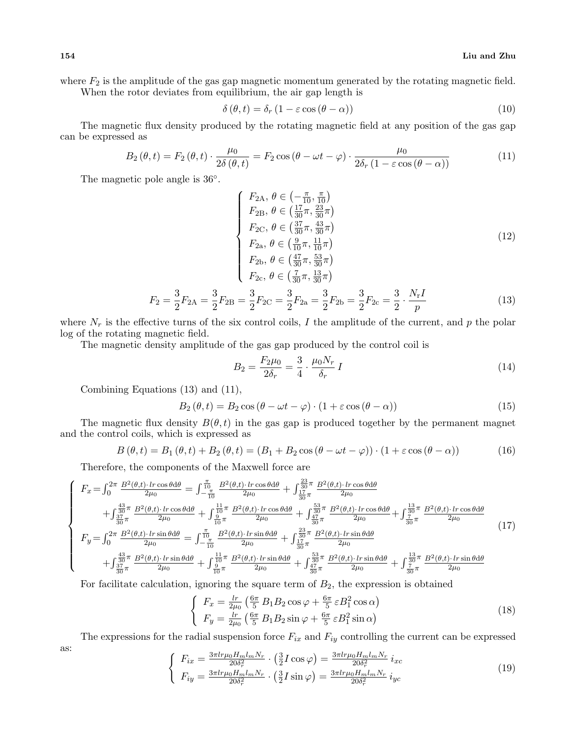where $F_2$ is the amplitude of the gas gap magnetic momentum generated by the rotating magnetic field.

When the rotor deviates from equilibrium, the air gap length is

$$\delta(\theta, t) = \delta_r (1 - \varepsilon \cos(\theta - \alpha)) \tag{10}$$

The magnetic flux density produced by the rotating magnetic field at any position of the gas gap can be expressed as

$$B_2(\theta, t) = F_2(\theta, t) \cdot \frac{\mu_0}{2\delta(\theta, t)} = F_2 \cos(\theta - \omega t - \varphi) \cdot \frac{\mu_0}{2\delta_r (1 - \varepsilon \cos(\theta - \alpha))} \tag{11}$$

The magnetic pole angle is 36°.

$$\begin{cases} F_{2\mathrm{A}},\ \theta \in \left(-\frac{\pi}{10}, \frac{\pi}{10}\right) \\ F_{2\mathrm{B}},\ \theta \in \left(\frac{17}{30}\pi, \frac{23}{30}\pi\right) \\ F_{2\mathrm{C}},\ \theta \in \left(\frac{37}{30}\pi, \frac{43}{30}\pi\right) \\ F_{2\mathrm{a}},\ \theta \in \left(\frac{9}{10}\pi, \frac{11}{10}\pi\right) \\ F_{2\mathrm{b}},\ \theta \in \left(\frac{47}{30}\pi, \frac{53}{30}\pi\right) \\ F_{2\mathrm{c}},\ \theta \in \left(\frac{7}{30}\pi, \frac{13}{30}\pi\right) \end{cases} \tag{12}$$

$$F_2 = \frac{3}{2}F_{2\mathrm{A}} = \frac{3}{2}F_{2\mathrm{B}} = \frac{3}{2}F_{2\mathrm{C}} = \frac{3}{2}F_{2\mathrm{a}} = \frac{3}{2}F_{2\mathrm{b}} = \frac{3}{2}F_{2\mathrm{c}} = \frac{3}{2} \cdot \frac{N_\mathrm{r} I}{p} \tag{13}$$

where $N_r$ is the effective turns of the six control coils, $I$ the amplitude of the current, and $p$ the polar log of the rotating magnetic field.

The magnetic density amplitude of the gas gap produced by the control coil is

$$B_2 = \frac{F_2 \mu_0}{2\delta_r} = \frac{3}{4} \cdot \frac{\mu_0 N_r}{\delta_r} I \tag{14}$$

Combining Equations (13) and (11),

$$B_2(\theta, t) = B_2 \cos(\theta - \omega t - \varphi) \cdot (1 + \varepsilon \cos(\theta - \alpha)) \tag{15}$$

The magnetic flux density $B(\theta, t)$ in the gas gap is produced together by the permanent magnet and the control coils, which is expressed as

$$B(\theta, t) = B_1(\theta, t) + B_2(\theta, t) = (B_1 + B_2 \cos(\theta - \omega t - \varphi)) \cdot (1 + \varepsilon \cos(\theta - \alpha)) \tag{16}$$

Therefore, the components of the Maxwell force are

$$\begin{cases} F_x = \int_0^{2\pi} \frac{B^2(\theta,t) \cdot lr \cos\theta \mathrm{d}\theta}{2\mu_0} = \int_{-\frac{\pi}{10}}^{\frac{\pi}{10}} \frac{B^2(\theta,t) \cdot lr \cos\theta \mathrm{d}\theta}{2\mu_0} + \int_{\frac{17}{30}\pi}^{\frac{23}{30}\pi} \frac{B^2(\theta,t) \cdot lr \cos\theta \mathrm{d}\theta}{2\mu_0} \\ \quad + \int_{\frac{37}{30}\pi}^{\frac{43}{30}\pi} \frac{B^2(\theta,t) \cdot lr \cos\theta \mathrm{d}\theta}{2\mu_0} + \int_{\frac{9}{10}\pi}^{\frac{11}{10}\pi} \frac{B^2(\theta,t) \cdot lr \cos\theta \mathrm{d}\theta}{2\mu_0} + \int_{\frac{47}{30}\pi}^{\frac{53}{30}\pi} \frac{B^2(\theta,t) \cdot lr \cos\theta \mathrm{d}\theta}{2\mu_0} + \int_{\frac{7}{30}\pi}^{\frac{13}{30}\pi} \frac{B^2(\theta,t) \cdot lr \cos\theta \mathrm{d}\theta}{2\mu_0} \\ F_y = \int_0^{2\pi} \frac{B^2(\theta,t) \cdot lr \sin\theta \mathrm{d}\theta}{2\mu_0} = \int_{-\frac{\pi}{10}}^{\frac{\pi}{10}} \frac{B^2(\theta,t) \cdot lr \sin\theta \mathrm{d}\theta}{2\mu_0} + \int_{\frac{17}{30}\pi}^{\frac{23}{30}\pi} \frac{B^2(\theta,t) \cdot lr \sin\theta \mathrm{d}\theta}{2\mu_0} \\ \quad + \int_{\frac{37}{30}\pi}^{\frac{43}{30}\pi} \frac{B^2(\theta,t) \cdot lr \sin\theta \mathrm{d}\theta}{2\mu_0} + \int_{\frac{9}{10}\pi}^{\frac{11}{10}\pi} \frac{B^2(\theta,t) \cdot lr \sin\theta \mathrm{d}\theta}{2\mu_0} + \int_{\frac{47}{30}\pi}^{\frac{53}{30}\pi} \frac{B^2(\theta,t) \cdot lr \sin\theta \mathrm{d}\theta}{2\mu_0} + \int_{\frac{7}{30}\pi}^{\frac{13}{30}\pi} \frac{B^2(\theta,t) \cdot lr \sin\theta \mathrm{d}\theta}{2\mu_0} \end{cases} \tag{17}$$

For facilitate calculation, ignoring the square term of $B_2$, the expression is obtained

$$\begin{cases} F_x = \frac{lr}{2\mu_0} \left( \frac{6\pi}{5} B_1 B_2 \cos\varphi + \frac{6\pi}{5} \varepsilon B_1^2 \cos\alpha \right) \\ F_y = \frac{lr}{2\mu_0} \left( \frac{6\pi}{5} B_1 B_2 \sin\varphi + \frac{6\pi}{5} \varepsilon B_1^2 \sin\alpha \right) \end{cases} \tag{18}$$

The expressions for the radial suspension force $F_{ix}$ and $F_{iy}$ controlling the current can be expressed as:

$$\begin{cases} F_{ix} = \frac{3\pi lr \mu_0 H_m l_m N_r}{20\delta_r^2} \cdot \left( \frac{3}{2} I \cos\varphi \right) = \frac{3\pi lr \mu_0 H_m l_m N_r}{20\delta_r^2} \, i_{xc} \\ F_{iy} = \frac{3\pi lr \mu_0 H_m l_m N_r}{20\delta_r^2} \cdot \left( \frac{3}{2} I \sin\varphi \right) = \frac{3\pi lr \mu_0 H_m l_m N_r}{20\delta_r^2} \, i_{yc} \end{cases} \tag{19}$$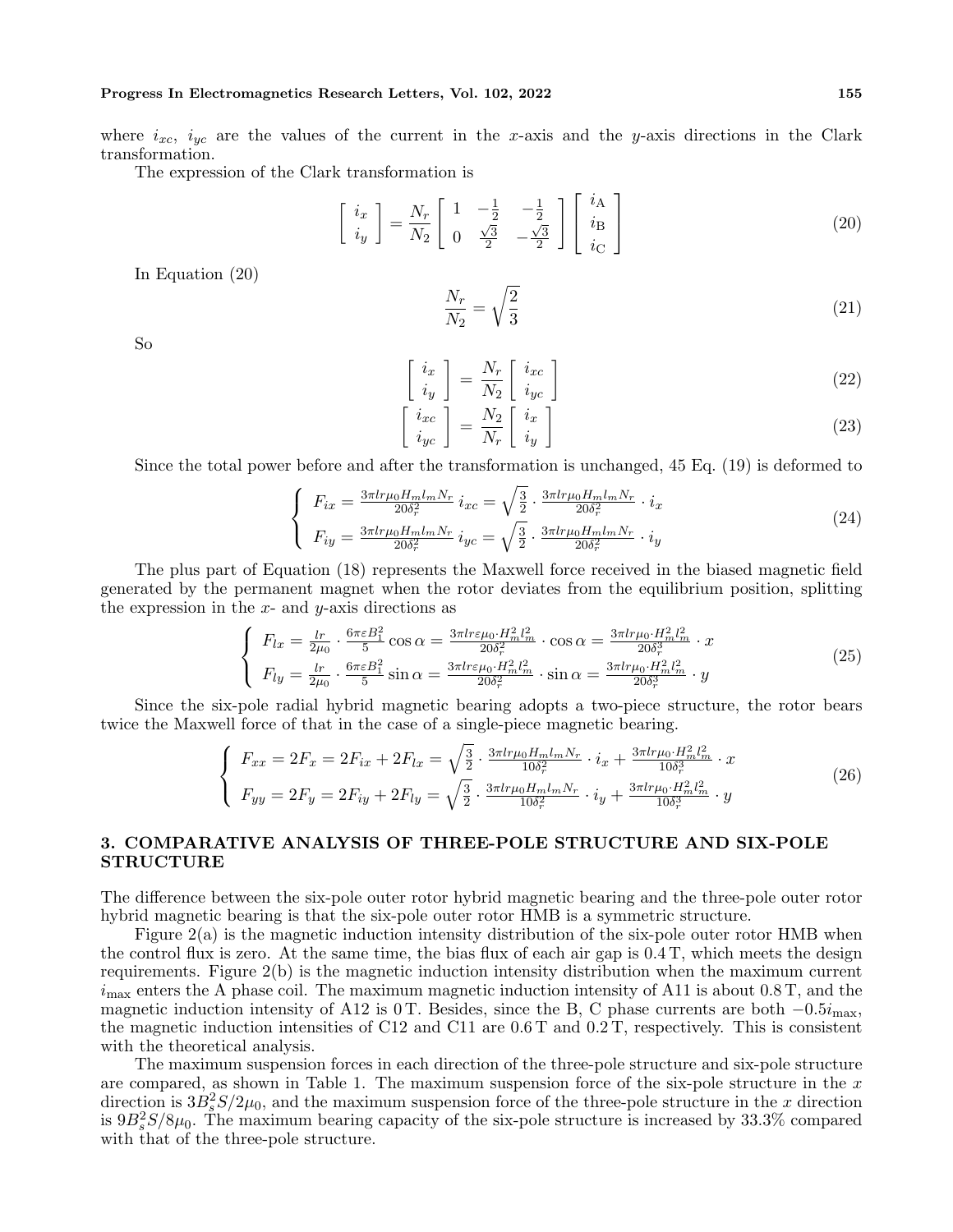where $i_{xc}$, $i_{yc}$ are the values of the current in the $x$-axis and the $y$-axis directions in the Clark transformation.

The expression of the Clark transformation is

$$\begin{bmatrix} i_x \\ i_y \end{bmatrix} = \frac{N_r}{N_2} \begin{bmatrix} 1 & -\frac{1}{2} & -\frac{1}{2} \\ 0 & \frac{\sqrt{3}}{2} & -\frac{\sqrt{3}}{2} \end{bmatrix} \begin{bmatrix} i_{\mathrm{A}} \\ i_{\mathrm{B}} \\ i_{\mathrm{C}} \end{bmatrix} \tag{20}$$

In Equation (20)

$$\frac{N_r}{N_2} = \sqrt{\frac{2}{3}} \tag{21}$$

So

$$\begin{bmatrix} i_x \\ i_y \end{bmatrix} = \frac{N_r}{N_2} \begin{bmatrix} i_{xc} \\ i_{yc} \end{bmatrix} \tag{22}$$

$$\begin{bmatrix} i_{xc} \\ i_{yc} \end{bmatrix} = \frac{N_2}{N_r} \begin{bmatrix} i_x \\ i_y \end{bmatrix} \tag{23}$$

Since the total power before and after the transformation is unchanged, 45 Eq. (19) is deformed to

$$\begin{cases} F_{ix} = \frac{3\pi lr\mu_0 H_m l_m N_r}{20\delta_r^2}\, i_{xc} = \sqrt{\frac{3}{2}} \cdot \frac{3\pi lr\mu_0 H_m l_m N_r}{20\delta_r^2} \cdot i_x \\ F_{iy} = \frac{3\pi lr\mu_0 H_m l_m N_r}{20\delta_r^2}\, i_{yc} = \sqrt{\frac{3}{2}} \cdot \frac{3\pi lr\mu_0 H_m l_m N_r}{20\delta_r^2} \cdot i_y \end{cases} \tag{24}$$

The plus part of Equation (18) represents the Maxwell force received in the biased magnetic field generated by the permanent magnet when the rotor deviates from the equilibrium position, splitting the expression in the $x$- and $y$-axis directions as

$$\begin{cases} F_{lx} = \frac{lr}{2\mu_0} \cdot \frac{6\pi\varepsilon B_1^2}{5} \cos\alpha = \frac{3\pi lr\varepsilon\mu_0 \cdot H_m^2 l_m^2}{20\delta_r^2} \cdot \cos\alpha = \frac{3\pi lr\mu_0 \cdot H_m^2 l_m^2}{20\delta_r^3} \cdot x \\ F_{ly} = \frac{lr}{2\mu_0} \cdot \frac{6\pi\varepsilon B_1^2}{5} \sin\alpha = \frac{3\pi lr\varepsilon\mu_0 \cdot H_m^2 l_m^2}{20\delta_r^2} \cdot \sin\alpha = \frac{3\pi lr\mu_0 \cdot H_m^2 l_m^2}{20\delta_r^3} \cdot y \end{cases} \tag{25}$$

Since the six-pole radial hybrid magnetic bearing adopts a two-piece structure, the rotor bears twice the Maxwell force of that in the case of a single-piece magnetic bearing.

$$\begin{cases} F_{xx} = 2F_x = 2F_{ix} + 2F_{lx} = \sqrt{\frac{3}{2}} \cdot \frac{3\pi lr\mu_0 H_m l_m N_r}{10\delta_r^2} \cdot i_x + \frac{3\pi lr\mu_0 \cdot H_m^2 l_m^2}{10\delta_r^3} \cdot x \\ F_{yy} = 2F_y = 2F_{iy} + 2F_{ly} = \sqrt{\frac{3}{2}} \cdot \frac{3\pi lr\mu_0 H_m l_m N_r}{10\delta_r^2} \cdot i_y + \frac{3\pi lr\mu_0 \cdot H_m^2 l_m^2}{10\delta_r^3} \cdot y \end{cases} \tag{26}$$

## 3. COMPARATIVE ANALYSIS OF THREE-POLE STRUCTURE AND SIX-POLE STRUCTURE

The difference between the six-pole outer rotor hybrid magnetic bearing and the three-pole outer rotor hybrid magnetic bearing is that the six-pole outer rotor HMB is a symmetric structure.

Figure 2(a) is the magnetic induction intensity distribution of the six-pole outer rotor HMB when the control flux is zero. At the same time, the bias flux of each air gap is 0.4 T, which meets the design requirements. Figure 2(b) is the magnetic induction intensity distribution when the maximum current $i_{\max}$ enters the A phase coil. The maximum magnetic induction intensity of A11 is about 0.8 T, and the magnetic induction intensity of A12 is 0 T. Besides, since the B, C phase currents are both $-0.5i_{\max}$, the magnetic induction intensities of C12 and C11 are 0.6 T and 0.2 T, respectively. This is consistent with the theoretical analysis.

The maximum suspension forces in each direction of the three-pole structure and six-pole structure are compared, as shown in Table 1. The maximum suspension force of the six-pole structure in the $x$ direction is $3B_s^2S/2\mu_0$, and the maximum suspension force of the three-pole structure in the $x$ direction is $9B_s^2S/8\mu_0$. The maximum bearing capacity of the six-pole structure is increased by 33.3% compared with that of the three-pole structure.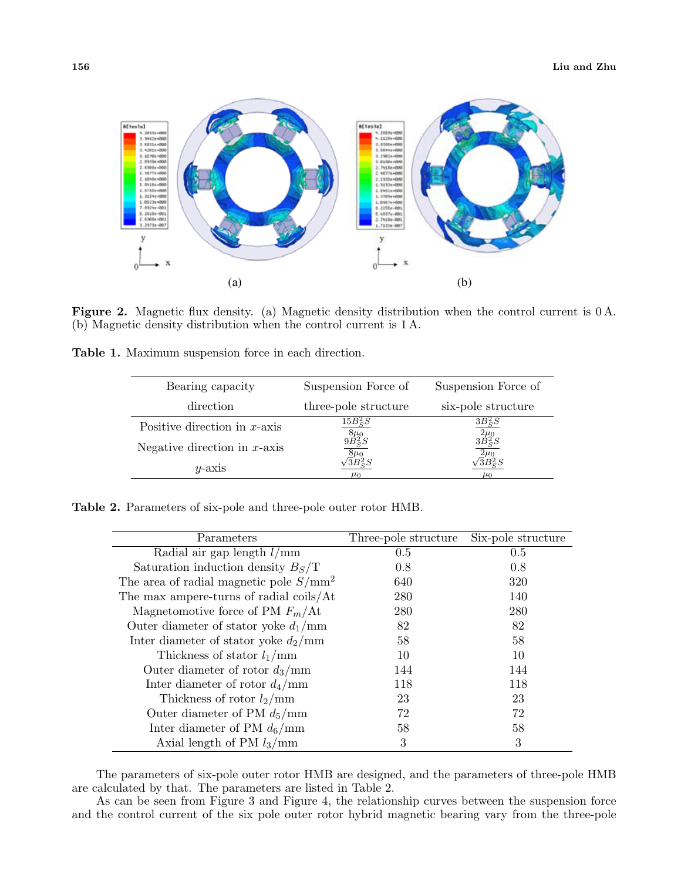**Figure 2.** Magnetic flux density. (a) Magnetic density distribution when the control current is 0 A. (b) Magnetic density distribution when the control current is 1 A.

**Table 1.** Maximum suspension force in each direction.

| Bearing capacity direction | Suspension Force of three-pole structure | Suspension Force of six-pole structure |
|---|---|---|
| Positive direction in $x$-axis | $\frac{15B_S^2S}{8\mu_0}$ | $\frac{3B_S^2S}{2\mu_0}$ |
| Negative direction in $x$-axis | $\frac{9B_S^2S}{8\mu_0}$ | $\frac{3B_S^2S}{2\mu_0}$ |
| $y$-axis | $\frac{\sqrt{3}B_S^2S}{\mu_0}$ | $\frac{\sqrt{3}B_S^2S}{\mu_0}$ |

**Table 2.** Parameters of six-pole and three-pole outer rotor HMB.

| Parameters | Three-pole structure | Six-pole structure |
|---|---|---|
| Radial air gap length $l$/mm | 0.5 | 0.5 |
| Saturation induction density $B_S$/T | 0.8 | 0.8 |
| The area of radial magnetic pole $S$/mm$^2$ | 640 | 320 |
| The max ampere-turns of radial coils/At | 280 | 140 |
| Magnetomotive force of PM $F_m$/At | 280 | 280 |
| Outer diameter of stator yoke $d_1$/mm | 82 | 82 |
| Inter diameter of stator yoke $d_2$/mm | 58 | 58 |
| Thickness of stator $l_1$/mm | 10 | 10 |
| Outer diameter of rotor $d_3$/mm | 144 | 144 |
| Inter diameter of rotor $d_4$/mm | 118 | 118 |
| Thickness of rotor $l_2$/mm | 23 | 23 |
| Outer diameter of PM $d_5$/mm | 72 | 72 |
| Inter diameter of PM $d_6$/mm | 58 | 58 |
| Axial length of PM $l_3$/mm | 3 | 3 |

The parameters of six-pole outer rotor HMB are designed, and the parameters of three-pole HMB are calculated by that. The parameters are listed in Table 2.

As can be seen from Figure 3 and Figure 4, the relationship curves between the suspension force and the control current of the six pole outer rotor hybrid magnetic bearing vary from the three-pole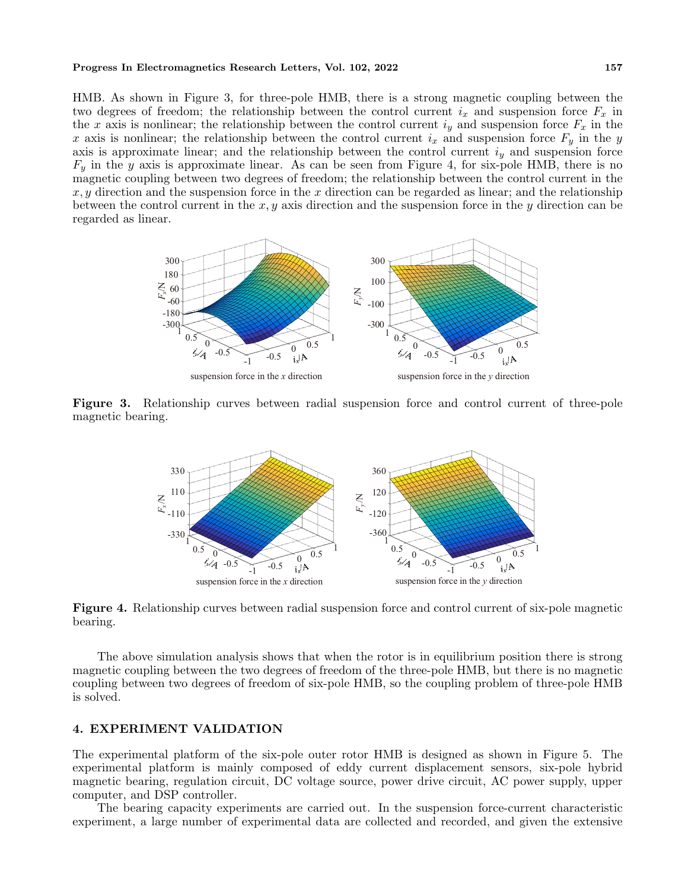HMB. As shown in Figure 3, for three-pole HMB, there is a strong magnetic coupling between the two degrees of freedom; the relationship between the control current $i_x$ and suspension force $F_x$ in the $x$ axis is nonlinear; the relationship between the control current $i_y$ and suspension force $F_x$ in the $x$ axis is nonlinear; the relationship between the control current $i_x$ and suspension force $F_y$ in the $y$ axis is approximate linear; and the relationship between the control current $i_y$ and suspension force $F_y$ in the $y$ axis is approximate linear. As can be seen from Figure 4, for six-pole HMB, there is no magnetic coupling between two degrees of freedom; the relationship between the control current in the $x, y$ direction and the suspension force in the $x$ direction can be regarded as linear; and the relationship between the control current in the $x, y$ axis direction and the suspension force in the $y$ direction can be regarded as linear.

suspension force in the $x$ direction　　suspension force in the $y$ direction

**Figure 3.** Relationship curves between radial suspension force and control current of three-pole magnetic bearing.

suspension force in the $x$ direction　　suspension force in the $y$ direction

**Figure 4.** Relationship curves between radial suspension force and control current of six-pole magnetic bearing.

The above simulation analysis shows that when the rotor is in equilibrium position there is strong magnetic coupling between the two degrees of freedom of the three-pole HMB, but there is no magnetic coupling between two degrees of freedom of six-pole HMB, so the coupling problem of three-pole HMB is solved.

## 4. EXPERIMENT VALIDATION

The experimental platform of the six-pole outer rotor HMB is designed as shown in Figure 5. The experimental platform is mainly composed of eddy current displacement sensors, six-pole hybrid magnetic bearing, regulation circuit, DC voltage source, power drive circuit, AC power supply, upper computer, and DSP controller.

The bearing capacity experiments are carried out. In the suspension force-current characteristic experiment, a large number of experimental data are collected and recorded, and given the extensive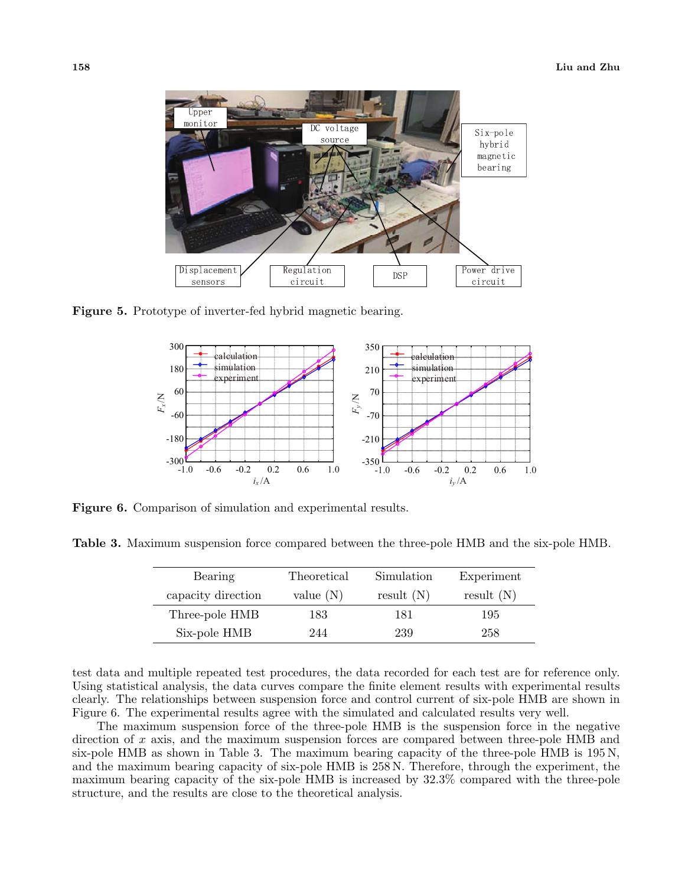Figure 5. Prototype of inverter-fed hybrid magnetic bearing.

Figure 6. Comparison of simulation and experimental results.

Table 3. Maximum suspension force compared between the three-pole HMB and the six-pole HMB.

| Bearing capacity direction | Theoretical value (N) | Simulation result (N) | Experiment result (N) |
|---|---|---|---|
| Three-pole HMB | 183 | 181 | 195 |
| Six-pole HMB | 244 | 239 | 258 |

test data and multiple repeated test procedures, the data recorded for each test are for reference only. Using statistical analysis, the data curves compare the finite element results with experimental results clearly. The relationships between suspension force and control current of six-pole HMB are shown in Figure 6. The experimental results agree with the simulated and calculated results very well.

The maximum suspension force of the three-pole HMB is the suspension force in the negative direction of $x$ axis, and the maximum suspension forces are compared between three-pole HMB and six-pole HMB as shown in Table 3. The maximum bearing capacity of the three-pole HMB is 195 N, and the maximum bearing capacity of six-pole HMB is 258 N. Therefore, through the experiment, the maximum bearing capacity of the six-pole HMB is increased by 32.3% compared with the three-pole structure, and the results are close to the theoretical analysis.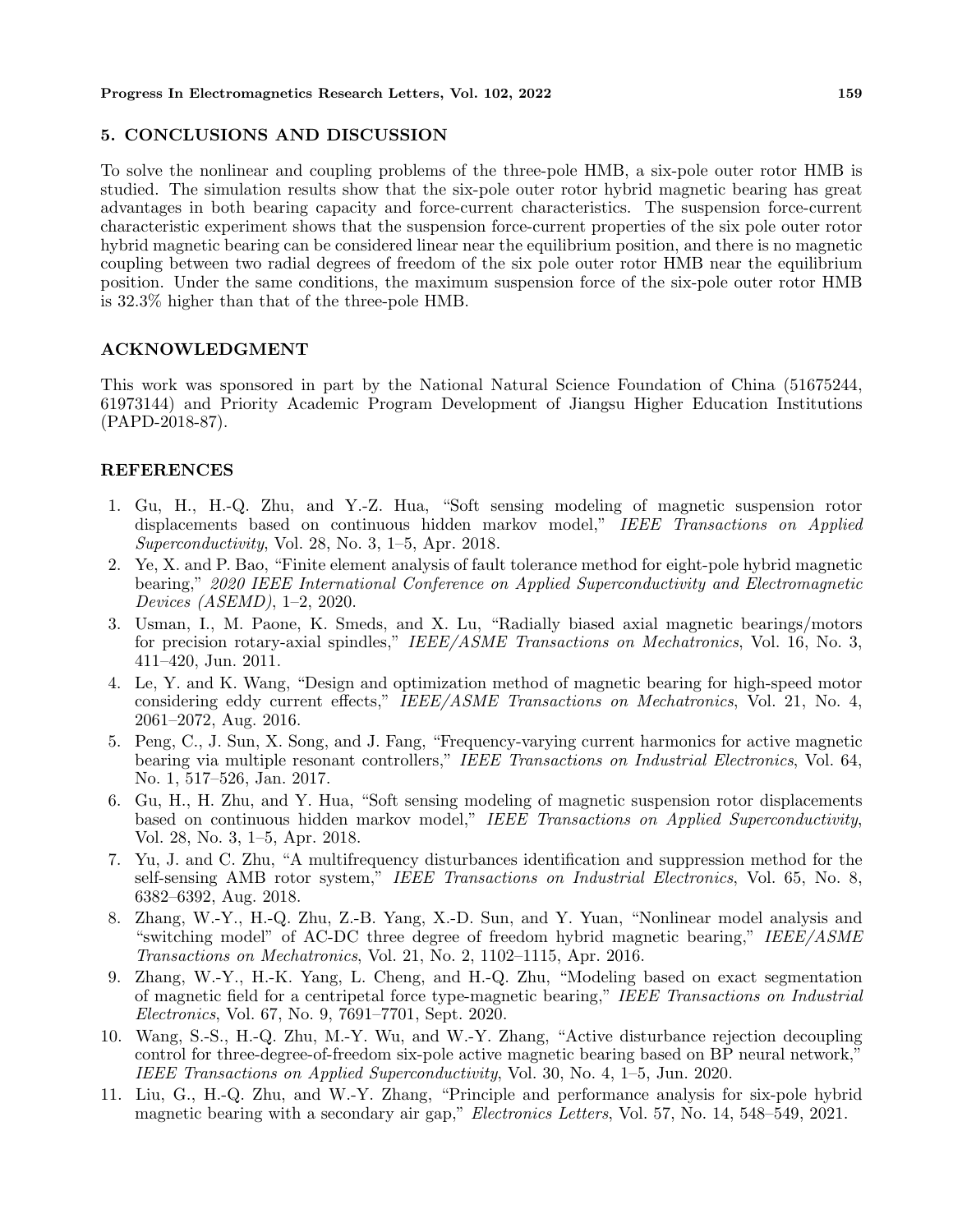## 5. CONCLUSIONS AND DISCUSSION

To solve the nonlinear and coupling problems of the three-pole HMB, a six-pole outer rotor HMB is studied. The simulation results show that the six-pole outer rotor hybrid magnetic bearing has great advantages in both bearing capacity and force-current characteristics. The suspension force-current characteristic experiment shows that the suspension force-current properties of the six pole outer rotor hybrid magnetic bearing can be considered linear near the equilibrium position, and there is no magnetic coupling between two radial degrees of freedom of the six pole outer rotor HMB near the equilibrium position. Under the same conditions, the maximum suspension force of the six-pole outer rotor HMB is 32.3% higher than that of the three-pole HMB.

## ACKNOWLEDGMENT

This work was sponsored in part by the National Natural Science Foundation of China (51675244, 61973144) and Priority Academic Program Development of Jiangsu Higher Education Institutions (PAPD-2018-87).

## REFERENCES

1. Gu, H., H.-Q. Zhu, and Y.-Z. Hua, "Soft sensing modeling of magnetic suspension rotor displacements based on continuous hidden markov model," *IEEE Transactions on Applied Superconductivity*, Vol. 28, No. 3, 1–5, Apr. 2018.
2. Ye, X. and P. Bao, "Finite element analysis of fault tolerance method for eight-pole hybrid magnetic bearing," *2020 IEEE International Conference on Applied Superconductivity and Electromagnetic Devices (ASEMD)*, 1–2, 2020.
3. Usman, I., M. Paone, K. Smeds, and X. Lu, "Radially biased axial magnetic bearings/motors for precision rotary-axial spindles," *IEEE/ASME Transactions on Mechatronics*, Vol. 16, No. 3, 411–420, Jun. 2011.
4. Le, Y. and K. Wang, "Design and optimization method of magnetic bearing for high-speed motor considering eddy current effects," *IEEE/ASME Transactions on Mechatronics*, Vol. 21, No. 4, 2061–2072, Aug. 2016.
5. Peng, C., J. Sun, X. Song, and J. Fang, "Frequency-varying current harmonics for active magnetic bearing via multiple resonant controllers," *IEEE Transactions on Industrial Electronics*, Vol. 64, No. 1, 517–526, Jan. 2017.
6. Gu, H., H. Zhu, and Y. Hua, "Soft sensing modeling of magnetic suspension rotor displacements based on continuous hidden markov model," *IEEE Transactions on Applied Superconductivity*, Vol. 28, No. 3, 1–5, Apr. 2018.
7. Yu, J. and C. Zhu, "A multifrequency disturbances identification and suppression method for the self-sensing AMB rotor system," *IEEE Transactions on Industrial Electronics*, Vol. 65, No. 8, 6382–6392, Aug. 2018.
8. Zhang, W.-Y., H.-Q. Zhu, Z.-B. Yang, X.-D. Sun, and Y. Yuan, "Nonlinear model analysis and "switching model" of AC-DC three degree of freedom hybrid magnetic bearing," *IEEE/ASME Transactions on Mechatronics*, Vol. 21, No. 2, 1102–1115, Apr. 2016.
9. Zhang, W.-Y., H.-K. Yang, L. Cheng, and H.-Q. Zhu, "Modeling based on exact segmentation of magnetic field for a centripetal force type-magnetic bearing," *IEEE Transactions on Industrial Electronics*, Vol. 67, No. 9, 7691–7701, Sept. 2020.
10. Wang, S.-S., H.-Q. Zhu, M.-Y. Wu, and W.-Y. Zhang, "Active disturbance rejection decoupling control for three-degree-of-freedom six-pole active magnetic bearing based on BP neural network," *IEEE Transactions on Applied Superconductivity*, Vol. 30, No. 4, 1–5, Jun. 2020.
11. Liu, G., H.-Q. Zhu, and W.-Y. Zhang, "Principle and performance analysis for six-pole hybrid magnetic bearing with a secondary air gap," *Electronics Letters*, Vol. 57, No. 14, 548–549, 2021.